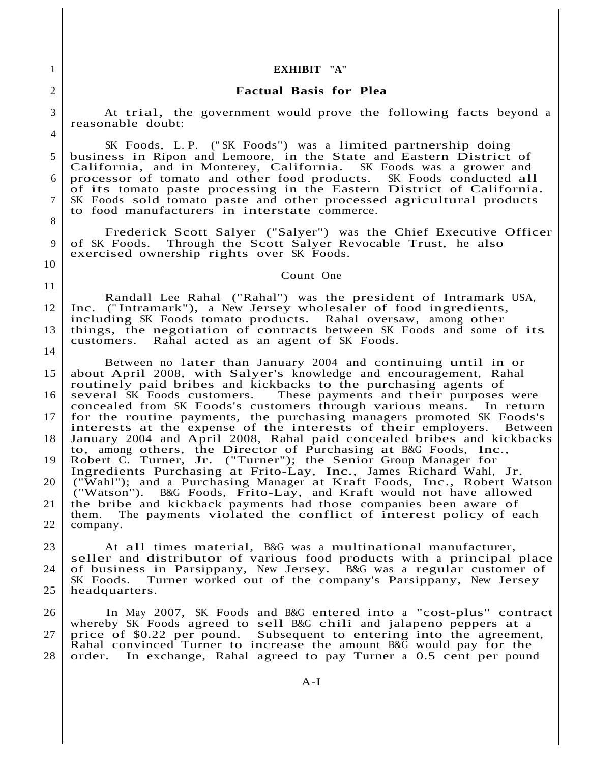**EXHIBIT "A"**

**Factual Basis for Plea**

At trial, the government would prove the following facts beyond a reasonable doubt:

SK Foods, L.P. ("SK Foods") was a limited partnership doing business in Ripon and Lemoore, in the State and Eastern District of California, and in Monterey, California. SK Foods was a grower and processor of tomato and other food products. SK Foods conducted all of its tomato paste processing in the Eastern District of California. SK Foods sold tomato paste and other processed agricultural products to food manufacturers in interstate commerce.

Frederick Scott Salyer ("Salyer") was the Chief Executive Officer of SK Foods. Through the Scott Salyer Revocable Trust, he also exercised ownership rights over SK Foods.

Count One

Randall Lee Rahal ("Rahal") was the president of Intramark USA, Inc. ("Intramark"), a New Jersey wholesaler of food ingredients, including SK Foods tomato products. Rahal oversaw, among other things, the negotiation of contracts between SK Foods and some of its customers. Rahal acted as an agent of SK Foods.

Between no later than January 2004 and continuing until in or about April 2008, with Salyer's knowledge and encouragement, Rahal routinely paid bribes and kickbacks to the purchasing agents of several SK Foods customers. These payments and their purposes were concealed from SK Foods's customers through various means. In return for the routine payments, the purchasing managers promoted SK Foods's interests at the expense of the interests of their employers. Between January 2004 and April 2008, Rahal paid concealed bribes and kickbacks to, among others, the Director of Purchasing at B&G Foods, Inc., Robert C. Turner, Jr. ("Turner"); the Senior Group Manager for Ingredients Purchasing at Frito-Lay, Inc., James Richard Wahl, Jr. ("Wahl"); and a Purchasing Manager at Kraft Foods, Inc., Robert Watson ("Watson"). B&G Foods, Frito-Lay, and Kraft would not have allowed the bribe and kickback payments had those companies been aware of them. The payments violated the conflict of interest policy of each company.

At all times material, B&G was a multinational manufacturer, seller and distributor of various food products with a principal place of business in Parsippany, New Jersey. B&G was a regular customer of SK Foods. Turner worked out of the company's Parsippany, New Jersey headquarters.

In May 2007, SK Foods and B&G entered into a "cost-plus" contract whereby SK Foods agreed to sell B&G chili and jalapeno peppers at a price of $0.22 per pound. Subsequent to entering into the agreement, Rahal convinced Turner to increase the amount B&G would pay for the order. In exchange, Rahal agreed to pay Turner a 0.5 cent per pound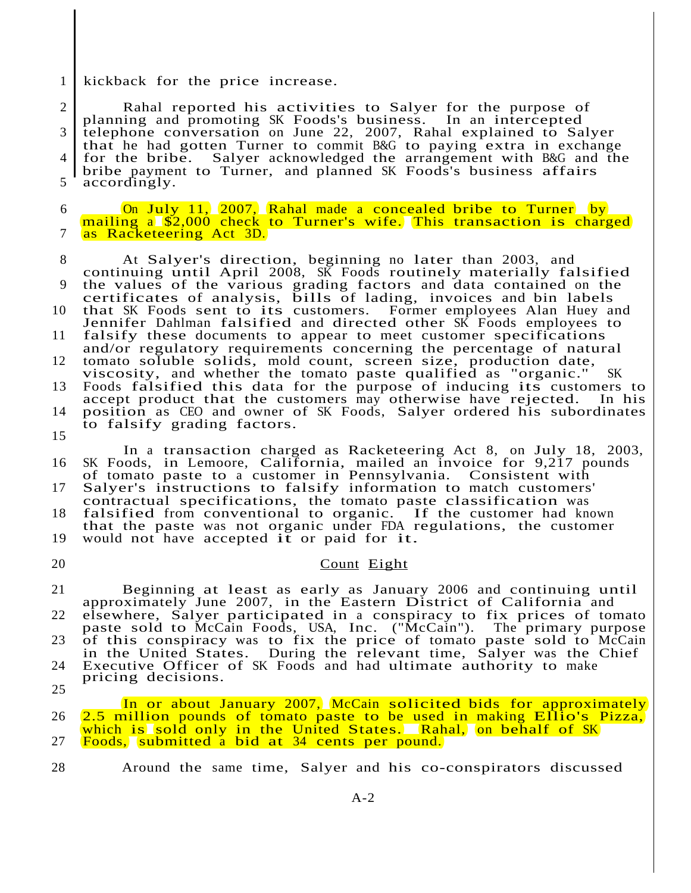kickback for the price increase.

Rahal reported his activities to Salyer for the purpose of planning and promoting SK Foods's business. In an intercepted telephone conversation on June 22, 2007, Rahal explained to Salyer that he had gotten Turner to commit B&G to paying extra in exchange for the bribe. Salyer acknowledged the arrangement with B&G and the bribe payment to Turner, and planned SK Foods's business affairs accordingly.

On July 11, 2007, Rahal made a concealed bribe to Turner by mailing a $2,000 check to Turner's wife. This transaction is charged as Racketeering Act 3D.

At Salyer's direction, beginning no later than 2003, and continuing until April 2008, SK Foods routinely materially falsified the values of the various grading factors and data contained on the certificates of analysis, bills of lading, invoices and bin labels that SK Foods sent to its customers. Former employees Alan Huey and Jennifer Dahlman falsified and directed other SK Foods employees to falsify these documents to appear to meet customer specifications and/or regulatory requirements concerning the percentage of natural tomato soluble solids, mold count, screen size, production date, viscosity, and whether the tomato paste qualified as "organic." SK Foods falsified this data for the purpose of inducing its customers to accept product that the customers may otherwise have rejected. In his position as CEO and owner of SK Foods, Salyer ordered his subordinates to falsify grading factors.

In a transaction charged as Racketeering Act 8, on July 18, 2003, SK Foods, in Lemoore, California, mailed an invoice for 9,217 pounds of tomato paste to a customer in Pennsylvania. Consistent with Salyer's instructions to falsify information to match customers' contractual specifications, the tomato paste classification was falsified from conventional to organic. If the customer had known that the paste was not organic under FDA regulations, the customer would not have accepted it or paid for it.

## Count Eight

Beginning at least as early as January 2006 and continuing until approximately June 2007, in the Eastern District of California and elsewhere, Salyer participated in a conspiracy to fix prices of tomato paste sold to McCain Foods, USA, Inc. ("McCain"). The primary purpose of this conspiracy was to fix the price of tomato paste sold to McCain in the United States. During the relevant time, Salyer was the Chief Executive Officer of SK Foods and had ultimate authority to make pricing decisions.

In or about January 2007, McCain solicited bids for approximately 2.5 million pounds of tomato paste to be used in making Ellio's Pizza, which is sold only in the United States. Rahal, on behalf of SK Foods, submitted a bid at 34 cents per pound.

Around the same time, Salyer and his co-conspirators discussed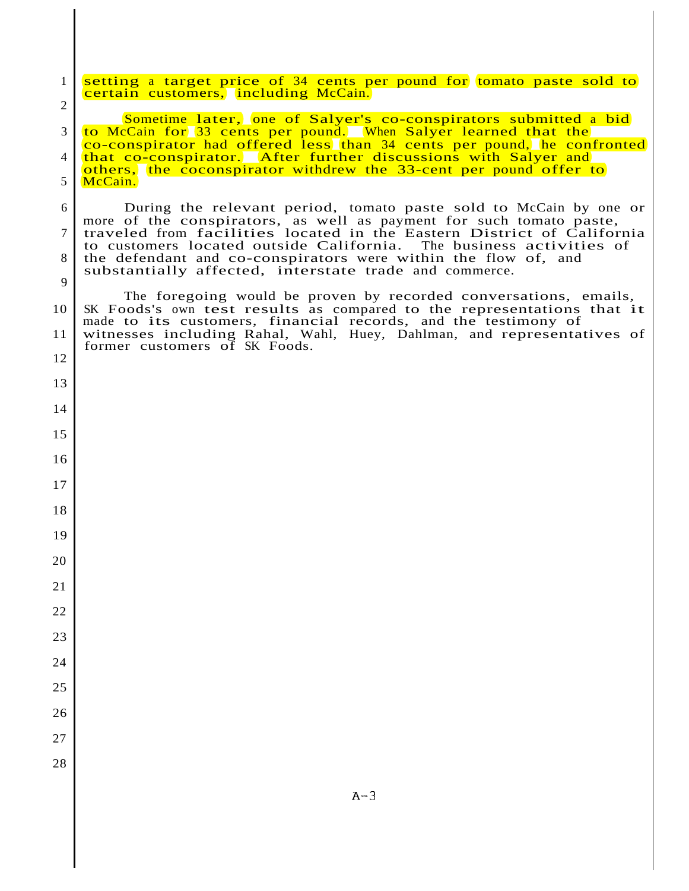setting a target price of 34 cents per pound for tomato paste sold to certain customers, including McCain.

Sometime later, one of Salyer's co-conspirators submitted a bid to McCain for 33 cents per pound. When Salyer learned that the co-conspirator had offered less than 34 cents per pound, he confronted that co-conspirator. After further discussions with Salyer and others, the coconspirator withdrew the 33-cent per pound offer to McCain.

During the relevant period, tomato paste sold to McCain by one or more of the conspirators, as well as payment for such tomato paste, traveled from facilities located in the Eastern District of California to customers located outside California. The business activities of the defendant and co-conspirators were within the flow of, and substantially affected, interstate trade and commerce.

The foregoing would be proven by recorded conversations, emails, SK Foods's own test results as compared to the representations that it made to its customers, financial records, and the testimony of witnesses including Rahal, Wahl, Huey, Dahlman, and representatives of former customers of SK Foods.